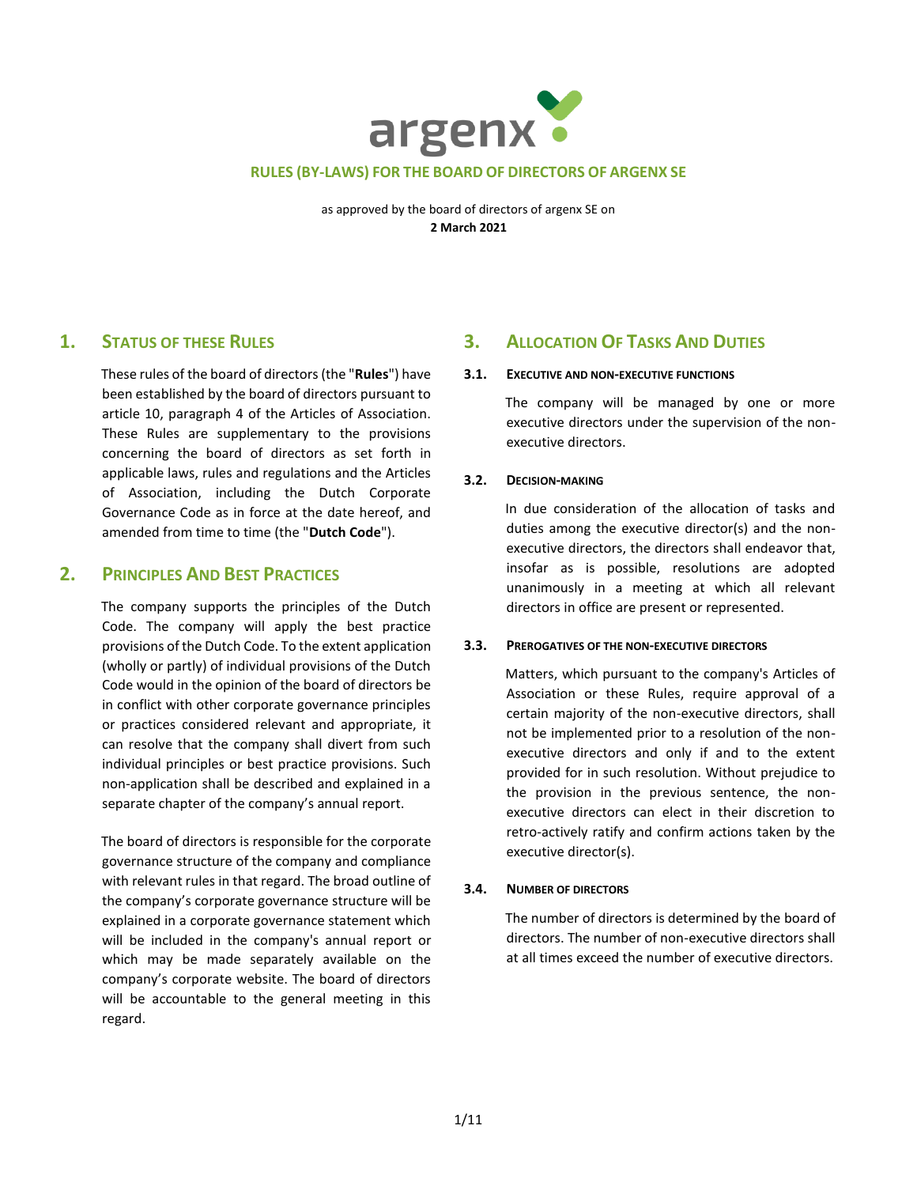# RULES (BY-LAWS) FOR THE BOARD OF DIRECTORS OF ARGENX SE

as approved by the board of directors of argenx SE on
**2 March 2021**

## 1. Status of these Rules

These rules of the board of directors (the "**Rules**") have been established by the board of directors pursuant to article 10, paragraph 4 of the Articles of Association. These Rules are supplementary to the provisions concerning the board of directors as set forth in applicable laws, rules and regulations and the Articles of Association, including the Dutch Corporate Governance Code as in force at the date hereof, and amended from time to time (the "**Dutch Code**").

## 2. Principles And Best Practices

The company supports the principles of the Dutch Code. The company will apply the best practice provisions of the Dutch Code. To the extent application (wholly or partly) of individual provisions of the Dutch Code would in the opinion of the board of directors be in conflict with other corporate governance principles or practices considered relevant and appropriate, it can resolve that the company shall divert from such individual principles or best practice provisions. Such non-application shall be described and explained in a separate chapter of the company's annual report.

The board of directors is responsible for the corporate governance structure of the company and compliance with relevant rules in that regard. The broad outline of the company's corporate governance structure will be explained in a corporate governance statement which will be included in the company's annual report or which may be made separately available on the company's corporate website. The board of directors will be accountable to the general meeting in this regard.

## 3. Allocation Of Tasks And Duties

### 3.1. Executive and non-executive functions

The company will be managed by one or more executive directors under the supervision of the non-executive directors.

### 3.2. Decision-making

In due consideration of the allocation of tasks and duties among the executive director(s) and the non-executive directors, the directors shall endeavor that, insofar as is possible, resolutions are adopted unanimously in a meeting at which all relevant directors in office are present or represented.

### 3.3. Prerogatives of the non-executive directors

Matters, which pursuant to the company's Articles of Association or these Rules, require approval of a certain majority of the non-executive directors, shall not be implemented prior to a resolution of the non-executive directors and only if and to the extent provided for in such resolution. Without prejudice to the provision in the previous sentence, the non-executive directors can elect in their discretion to retro-actively ratify and confirm actions taken by the executive director(s).

### 3.4. Number of directors

The number of directors is determined by the board of directors. The number of non-executive directors shall at all times exceed the number of executive directors.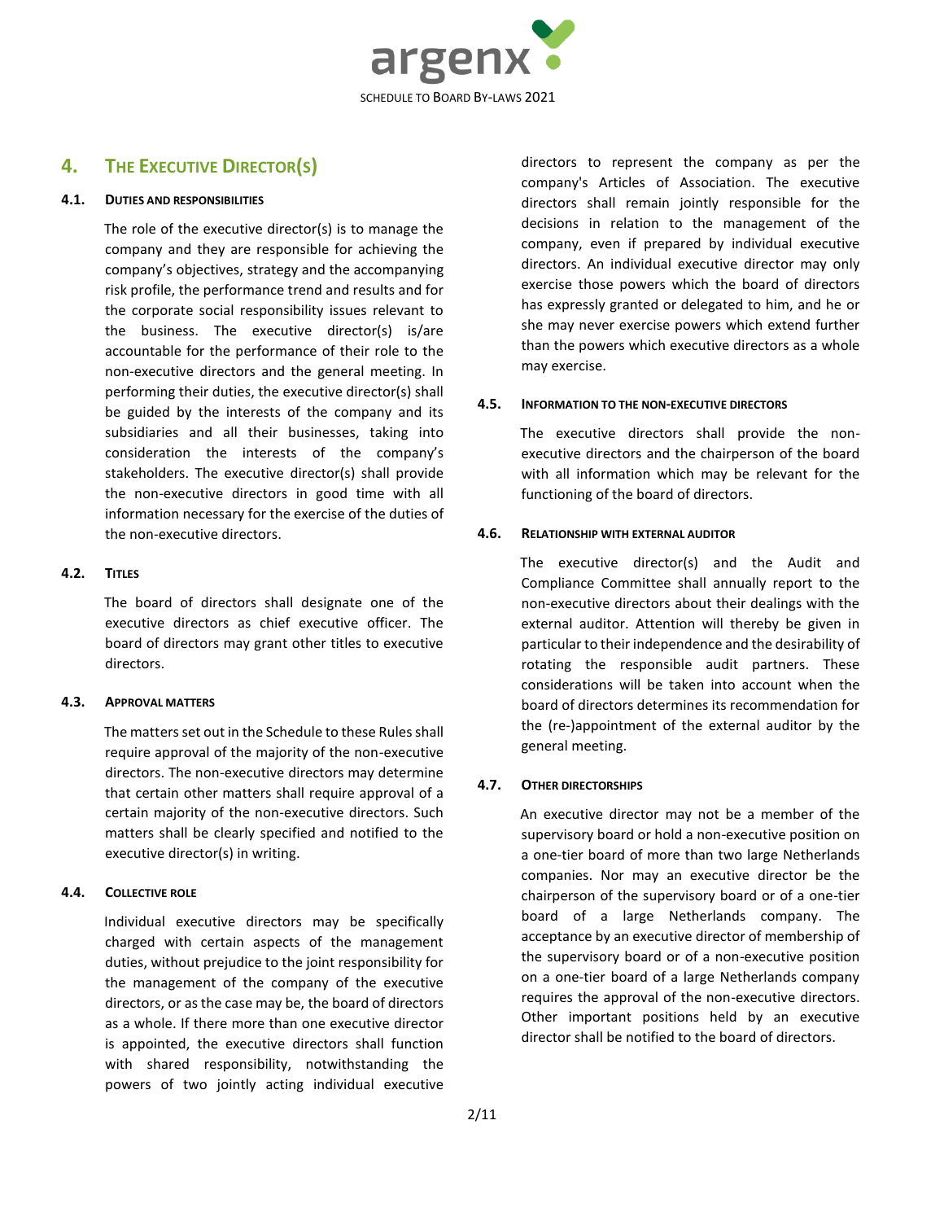## 4. THE EXECUTIVE DIRECTOR(S)

### 4.1. DUTIES AND RESPONSIBILITIES

The role of the executive director(s) is to manage the company and they are responsible for achieving the company's objectives, strategy and the accompanying risk profile, the performance trend and results and for the corporate social responsibility issues relevant to the business. The executive director(s) is/are accountable for the performance of their role to the non-executive directors and the general meeting. In performing their duties, the executive director(s) shall be guided by the interests of the company and its subsidiaries and all their businesses, taking into consideration the interests of the company's stakeholders. The executive director(s) shall provide the non-executive directors in good time with all information necessary for the exercise of the duties of the non-executive directors.

### 4.2. TITLES

The board of directors shall designate one of the executive directors as chief executive officer. The board of directors may grant other titles to executive directors.

### 4.3. APPROVAL MATTERS

The matters set out in the Schedule to these Rules shall require approval of the majority of the non-executive directors. The non-executive directors may determine that certain other matters shall require approval of a certain majority of the non-executive directors. Such matters shall be clearly specified and notified to the executive director(s) in writing.

### 4.4. COLLECTIVE ROLE

Individual executive directors may be specifically charged with certain aspects of the management duties, without prejudice to the joint responsibility for the management of the company of the executive directors, or as the case may be, the board of directors as a whole. If there more than one executive director is appointed, the executive directors shall function with shared responsibility, notwithstanding the powers of two jointly acting individual executive directors to represent the company as per the company's Articles of Association. The executive directors shall remain jointly responsible for the decisions in relation to the management of the company, even if prepared by individual executive directors. An individual executive director may only exercise those powers which the board of directors has expressly granted or delegated to him, and he or she may never exercise powers which extend further than the powers which executive directors as a whole may exercise.

### 4.5. INFORMATION TO THE NON-EXECUTIVE DIRECTORS

The executive directors shall provide the non-executive directors and the chairperson of the board with all information which may be relevant for the functioning of the board of directors.

### 4.6. RELATIONSHIP WITH EXTERNAL AUDITOR

The executive director(s) and the Audit and Compliance Committee shall annually report to the non-executive directors about their dealings with the external auditor. Attention will thereby be given in particular to their independence and the desirability of rotating the responsible audit partners. These considerations will be taken into account when the board of directors determines its recommendation for the (re-)appointment of the external auditor by the general meeting.

### 4.7. OTHER DIRECTORSHIPS

An executive director may not be a member of the supervisory board or hold a non-executive position on a one-tier board of more than two large Netherlands companies. Nor may an executive director be the chairperson of the supervisory board or of a one-tier board of a large Netherlands company. The acceptance by an executive director of membership of the supervisory board or of a non-executive position on a one-tier board of a large Netherlands company requires the approval of the non-executive directors. Other important positions held by an executive director shall be notified to the board of directors.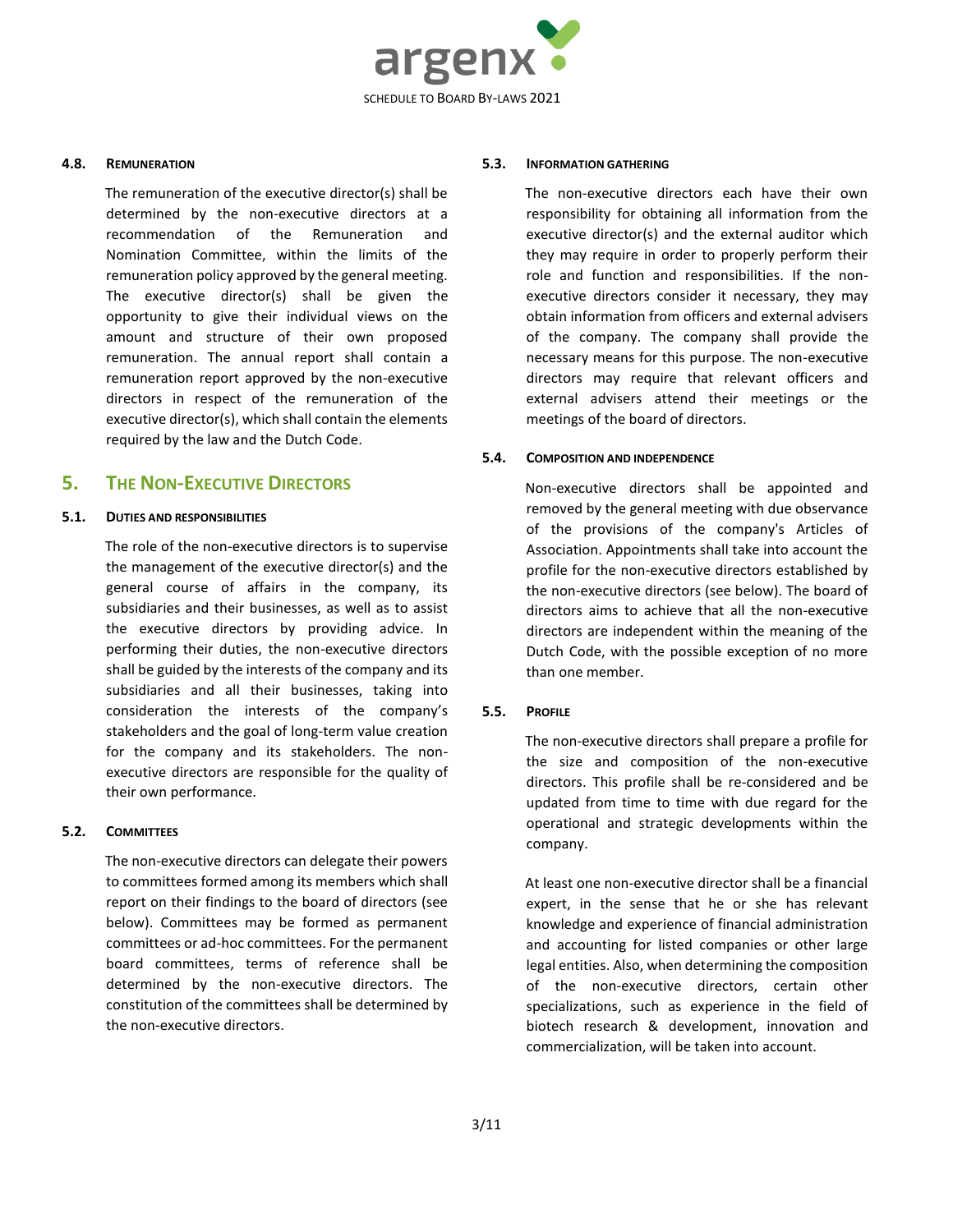### 4.8. REMUNERATION

The remuneration of the executive director(s) shall be determined by the non-executive directors at a recommendation of the Remuneration and Nomination Committee, within the limits of the remuneration policy approved by the general meeting. The executive director(s) shall be given the opportunity to give their individual views on the amount and structure of their own proposed remuneration. The annual report shall contain a remuneration report approved by the non-executive directors in respect of the remuneration of the executive director(s), which shall contain the elements required by the law and the Dutch Code.

## 5. THE NON-EXECUTIVE DIRECTORS

### 5.1. DUTIES AND RESPONSIBILITIES

The role of the non-executive directors is to supervise the management of the executive director(s) and the general course of affairs in the company, its subsidiaries and their businesses, as well as to assist the executive directors by providing advice. In performing their duties, the non-executive directors shall be guided by the interests of the company and its subsidiaries and all their businesses, taking into consideration the interests of the company's stakeholders and the goal of long-term value creation for the company and its stakeholders. The non-executive directors are responsible for the quality of their own performance.

### 5.2. COMMITTEES

The non-executive directors can delegate their powers to committees formed among its members which shall report on their findings to the board of directors (see below). Committees may be formed as permanent committees or ad-hoc committees. For the permanent board committees, terms of reference shall be determined by the non-executive directors. The constitution of the committees shall be determined by the non-executive directors.

### 5.3. INFORMATION GATHERING

The non-executive directors each have their own responsibility for obtaining all information from the executive director(s) and the external auditor which they may require in order to properly perform their role and function and responsibilities. If the non-executive directors consider it necessary, they may obtain information from officers and external advisers of the company. The company shall provide the necessary means for this purpose. The non-executive directors may require that relevant officers and external advisers attend their meetings or the meetings of the board of directors.

### 5.4. COMPOSITION AND INDEPENDENCE

Non-executive directors shall be appointed and removed by the general meeting with due observance of the provisions of the company's Articles of Association. Appointments shall take into account the profile for the non-executive directors established by the non-executive directors (see below). The board of directors aims to achieve that all the non-executive directors are independent within the meaning of the Dutch Code, with the possible exception of no more than one member.

### 5.5. PROFILE

The non-executive directors shall prepare a profile for the size and composition of the non-executive directors. This profile shall be re-considered and be updated from time to time with due regard for the operational and strategic developments within the company.

At least one non-executive director shall be a financial expert, in the sense that he or she has relevant knowledge and experience of financial administration and accounting for listed companies or other large legal entities. Also, when determining the composition of the non-executive directors, certain other specializations, such as experience in the field of biotech research & development, innovation and commercialization, will be taken into account.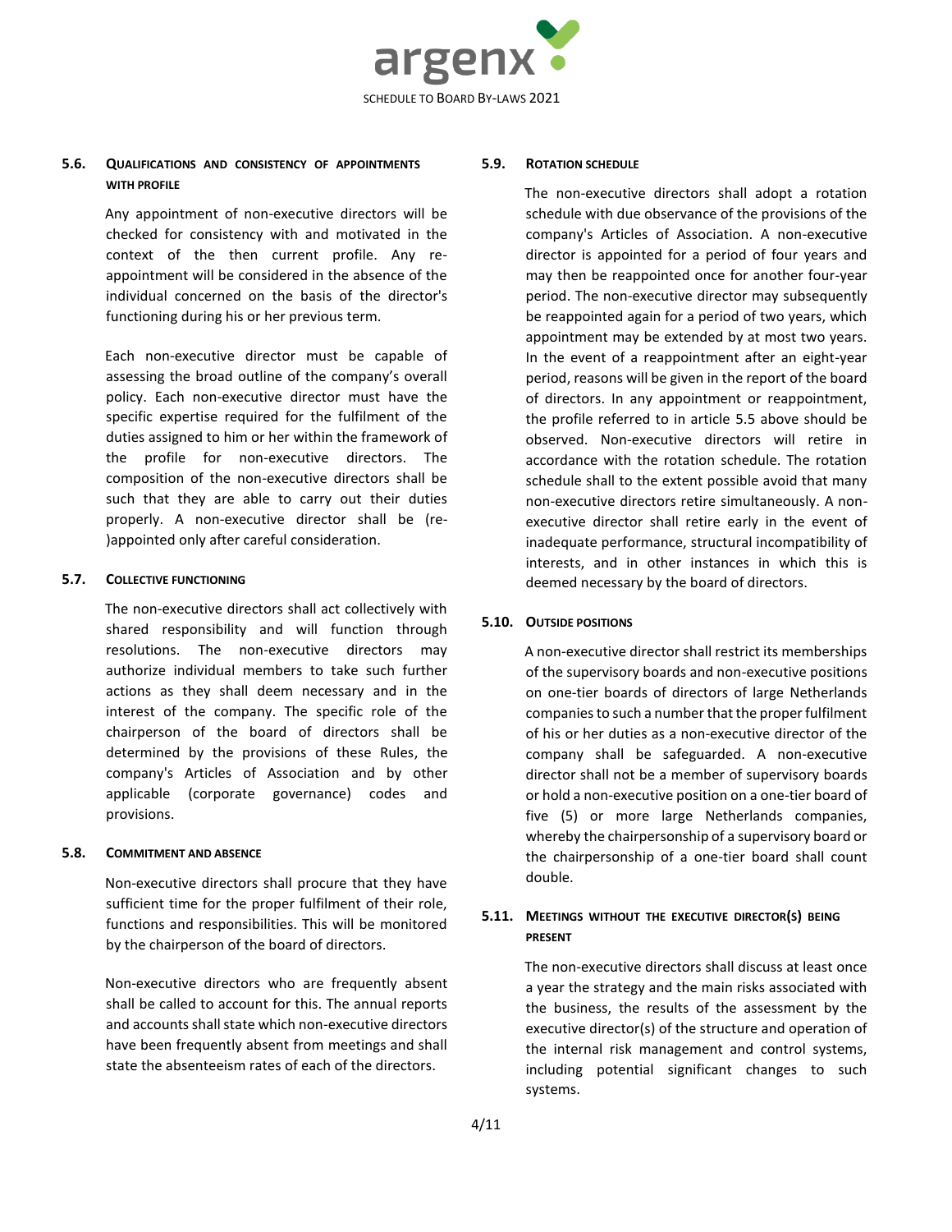### 5.6. Qualifications and consistency of appointments with profile

Any appointment of non-executive directors will be checked for consistency with and motivated in the context of the then current profile. Any re-appointment will be considered in the absence of the individual concerned on the basis of the director's functioning during his or her previous term.

Each non-executive director must be capable of assessing the broad outline of the company's overall policy. Each non-executive director must have the specific expertise required for the fulfilment of the duties assigned to him or her within the framework of the profile for non-executive directors. The composition of the non-executive directors shall be such that they are able to carry out their duties properly. A non-executive director shall be (re-)appointed only after careful consideration.

### 5.7. Collective functioning

The non-executive directors shall act collectively with shared responsibility and will function through resolutions. The non-executive directors may authorize individual members to take such further actions as they shall deem necessary and in the interest of the company. The specific role of the chairperson of the board of directors shall be determined by the provisions of these Rules, the company's Articles of Association and by other applicable (corporate governance) codes and provisions.

### 5.8. Commitment and absence

Non-executive directors shall procure that they have sufficient time for the proper fulfilment of their role, functions and responsibilities. This will be monitored by the chairperson of the board of directors.

Non-executive directors who are frequently absent shall be called to account for this. The annual reports and accounts shall state which non-executive directors have been frequently absent from meetings and shall state the absenteeism rates of each of the directors.

### 5.9. Rotation schedule

The non-executive directors shall adopt a rotation schedule with due observance of the provisions of the company's Articles of Association. A non-executive director is appointed for a period of four years and may then be reappointed once for another four-year period. The non-executive director may subsequently be reappointed again for a period of two years, which appointment may be extended by at most two years. In the event of a reappointment after an eight-year period, reasons will be given in the report of the board of directors. In any appointment or reappointment, the profile referred to in article 5.5 above should be observed. Non-executive directors will retire in accordance with the rotation schedule. The rotation schedule shall to the extent possible avoid that many non-executive directors retire simultaneously. A non-executive director shall retire early in the event of inadequate performance, structural incompatibility of interests, and in other instances in which this is deemed necessary by the board of directors.

### 5.10. Outside positions

A non-executive director shall restrict its memberships of the supervisory boards and non-executive positions on one-tier boards of directors of large Netherlands companies to such a number that the proper fulfilment of his or her duties as a non-executive director of the company shall be safeguarded. A non-executive director shall not be a member of supervisory boards or hold a non-executive position on a one-tier board of five (5) or more large Netherlands companies, whereby the chairpersonship of a supervisory board or the chairpersonship of a one-tier board shall count double.

### 5.11. Meetings without the executive director(s) being present

The non-executive directors shall discuss at least once a year the strategy and the main risks associated with the business, the results of the assessment by the executive director(s) of the structure and operation of the internal risk management and control systems, including potential significant changes to such systems.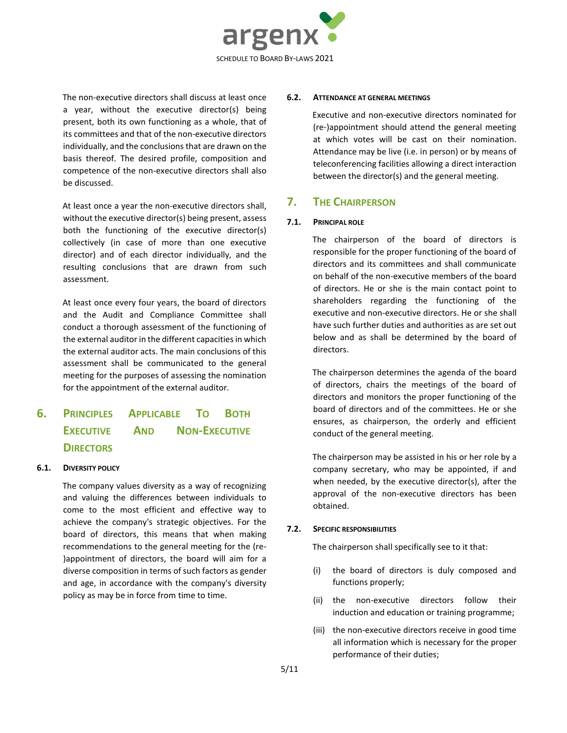The non-executive directors shall discuss at least once a year, without the executive director(s) being present, both its own functioning as a whole, that of its committees and that of the non-executive directors individually, and the conclusions that are drawn on the basis thereof. The desired profile, composition and competence of the non-executive directors shall also be discussed.

At least once a year the non-executive directors shall, without the executive director(s) being present, assess both the functioning of the executive director(s) collectively (in case of more than one executive director) and of each director individually, and the resulting conclusions that are drawn from such assessment.

At least once every four years, the board of directors and the Audit and Compliance Committee shall conduct a thorough assessment of the functioning of the external auditor in the different capacities in which the external auditor acts. The main conclusions of this assessment shall be communicated to the general meeting for the purposes of assessing the nomination for the appointment of the external auditor.

# 6. Principles Applicable To Both Executive And Non-Executive Directors

### 6.1. Diversity policy

The company values diversity as a way of recognizing and valuing the differences between individuals to come to the most efficient and effective way to achieve the company's strategic objectives. For the board of directors, this means that when making recommendations to the general meeting for the (re-)appointment of directors, the board will aim for a diverse composition in terms of such factors as gender and age, in accordance with the company's diversity policy as may be in force from time to time.

### 6.2. Attendance at general meetings

Executive and non-executive directors nominated for (re-)appointment should attend the general meeting at which votes will be cast on their nomination. Attendance may be live (i.e. in person) or by means of teleconferencing facilities allowing a direct interaction between the director(s) and the general meeting.

# 7. The Chairperson

### 7.1. Principal role

The chairperson of the board of directors is responsible for the proper functioning of the board of directors and its committees and shall communicate on behalf of the non-executive members of the board of directors. He or she is the main contact point to shareholders regarding the functioning of the executive and non-executive directors. He or she shall have such further duties and authorities as are set out below and as shall be determined by the board of directors.

The chairperson determines the agenda of the board of directors, chairs the meetings of the board of directors and monitors the proper functioning of the board of directors and of the committees. He or she ensures, as chairperson, the orderly and efficient conduct of the general meeting.

The chairperson may be assisted in his or her role by a company secretary, who may be appointed, if and when needed, by the executive director(s), after the approval of the non-executive directors has been obtained.

### 7.2. Specific responsibilities

The chairperson shall specifically see to it that:

(i) the board of directors is duly composed and functions properly;

(ii) the non-executive directors follow their induction and education or training programme;

(iii) the non-executive directors receive in good time all information which is necessary for the proper performance of their duties;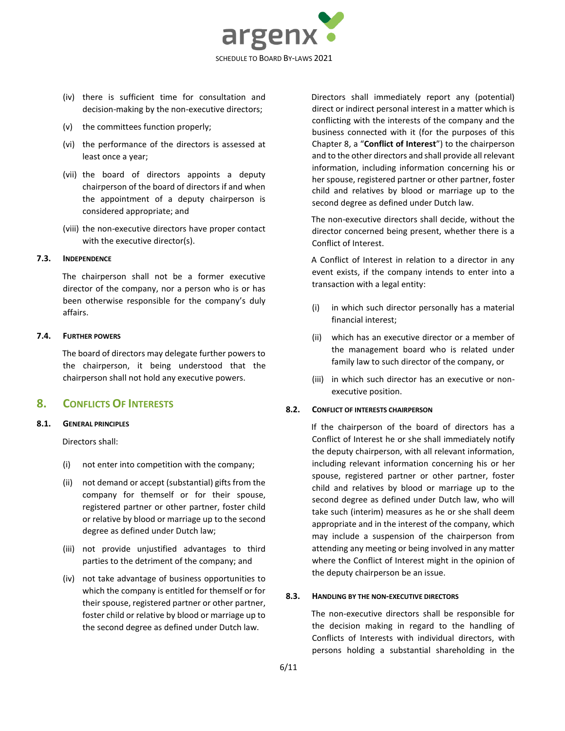(iv) there is sufficient time for consultation and decision-making by the non-executive directors;

(v) the committees function properly;

(vi) the performance of the directors is assessed at least once a year;

(vii) the board of directors appoints a deputy chairperson of the board of directors if and when the appointment of a deputy chairperson is considered appropriate; and

(viii) the non-executive directors have proper contact with the executive director(s).

### 7.3. Independence

The chairperson shall not be a former executive director of the company, nor a person who is or has been otherwise responsible for the company's duly affairs.

### 7.4. Further powers

The board of directors may delegate further powers to the chairperson, it being understood that the chairperson shall not hold any executive powers.

## 8. Conflicts Of Interests

### 8.1. General principles

Directors shall:

(i) not enter into competition with the company;

(ii) not demand or accept (substantial) gifts from the company for themself or for their spouse, registered partner or other partner, foster child or relative by blood or marriage up to the second degree as defined under Dutch law;

(iii) not provide unjustified advantages to third parties to the detriment of the company; and

(iv) not take advantage of business opportunities to which the company is entitled for themself or for their spouse, registered partner or other partner, foster child or relative by blood or marriage up to the second degree as defined under Dutch law.

Directors shall immediately report any (potential) direct or indirect personal interest in a matter which is conflicting with the interests of the company and the business connected with it (for the purposes of this Chapter 8, a "**Conflict of Interest**") to the chairperson and to the other directors and shall provide all relevant information, including information concerning his or her spouse, registered partner or other partner, foster child and relatives by blood or marriage up to the second degree as defined under Dutch law.

The non-executive directors shall decide, without the director concerned being present, whether there is a Conflict of Interest.

A Conflict of Interest in relation to a director in any event exists, if the company intends to enter into a transaction with a legal entity:

(i) in which such director personally has a material financial interest;

(ii) which has an executive director or a member of the management board who is related under family law to such director of the company, or

(iii) in which such director has an executive or non-executive position.

### 8.2. Conflict of interests chairperson

If the chairperson of the board of directors has a Conflict of Interest he or she shall immediately notify the deputy chairperson, with all relevant information, including relevant information concerning his or her spouse, registered partner or other partner, foster child and relatives by blood or marriage up to the second degree as defined under Dutch law, who will take such (interim) measures as he or she shall deem appropriate and in the interest of the company, which may include a suspension of the chairperson from attending any meeting or being involved in any matter where the Conflict of Interest might in the opinion of the deputy chairperson be an issue.

### 8.3. Handling by the non-executive directors

The non-executive directors shall be responsible for the decision making in regard to the handling of Conflicts of Interests with individual directors, with persons holding a substantial shareholding in the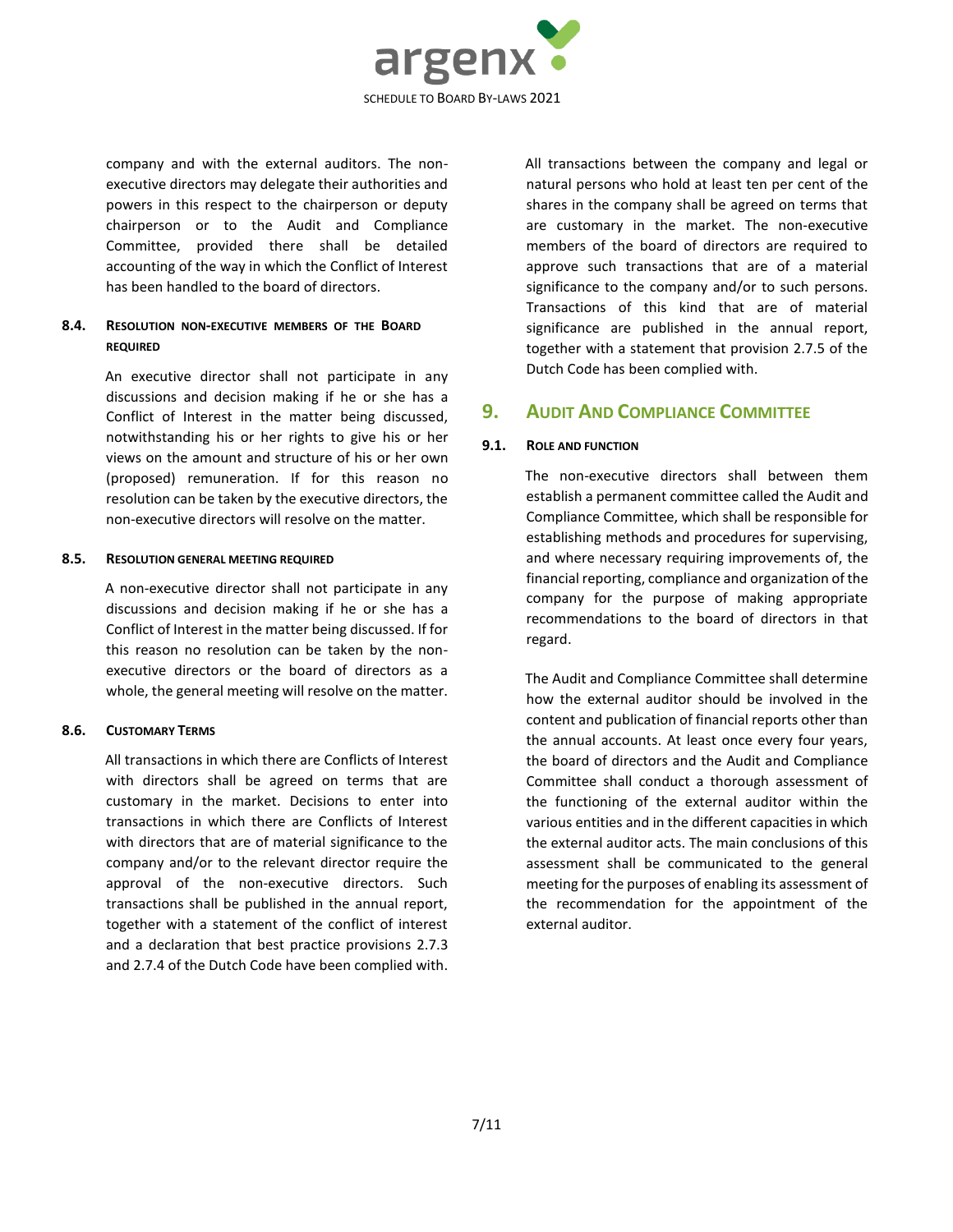company and with the external auditors. The non-executive directors may delegate their authorities and powers in this respect to the chairperson or deputy chairperson or to the Audit and Compliance Committee, provided there shall be detailed accounting of the way in which the Conflict of Interest has been handled to the board of directors.

### 8.4. Resolution non-executive members of the Board required

An executive director shall not participate in any discussions and decision making if he or she has a Conflict of Interest in the matter being discussed, notwithstanding his or her rights to give his or her views on the amount and structure of his or her own (proposed) remuneration. If for this reason no resolution can be taken by the executive directors, the non-executive directors will resolve on the matter.

### 8.5. Resolution general meeting required

A non-executive director shall not participate in any discussions and decision making if he or she has a Conflict of Interest in the matter being discussed. If for this reason no resolution can be taken by the non-executive directors or the board of directors as a whole, the general meeting will resolve on the matter.

### 8.6. Customary Terms

All transactions in which there are Conflicts of Interest with directors shall be agreed on terms that are customary in the market. Decisions to enter into transactions in which there are Conflicts of Interest with directors that are of material significance to the company and/or to the relevant director require the approval of the non-executive directors. Such transactions shall be published in the annual report, together with a statement of the conflict of interest and a declaration that best practice provisions 2.7.3 and 2.7.4 of the Dutch Code have been complied with.

All transactions between the company and legal or natural persons who hold at least ten per cent of the shares in the company shall be agreed on terms that are customary in the market. The non-executive members of the board of directors are required to approve such transactions that are of a material significance to the company and/or to such persons. Transactions of this kind that are of material significance are published in the annual report, together with a statement that provision 2.7.5 of the Dutch Code has been complied with.

## 9. Audit And Compliance Committee

### 9.1. Role and function

The non-executive directors shall between them establish a permanent committee called the Audit and Compliance Committee, which shall be responsible for establishing methods and procedures for supervising, and where necessary requiring improvements of, the financial reporting, compliance and organization of the company for the purpose of making appropriate recommendations to the board of directors in that regard.

The Audit and Compliance Committee shall determine how the external auditor should be involved in the content and publication of financial reports other than the annual accounts. At least once every four years, the board of directors and the Audit and Compliance Committee shall conduct a thorough assessment of the functioning of the external auditor within the various entities and in the different capacities in which the external auditor acts. The main conclusions of this assessment shall be communicated to the general meeting for the purposes of enabling its assessment of the recommendation for the appointment of the external auditor.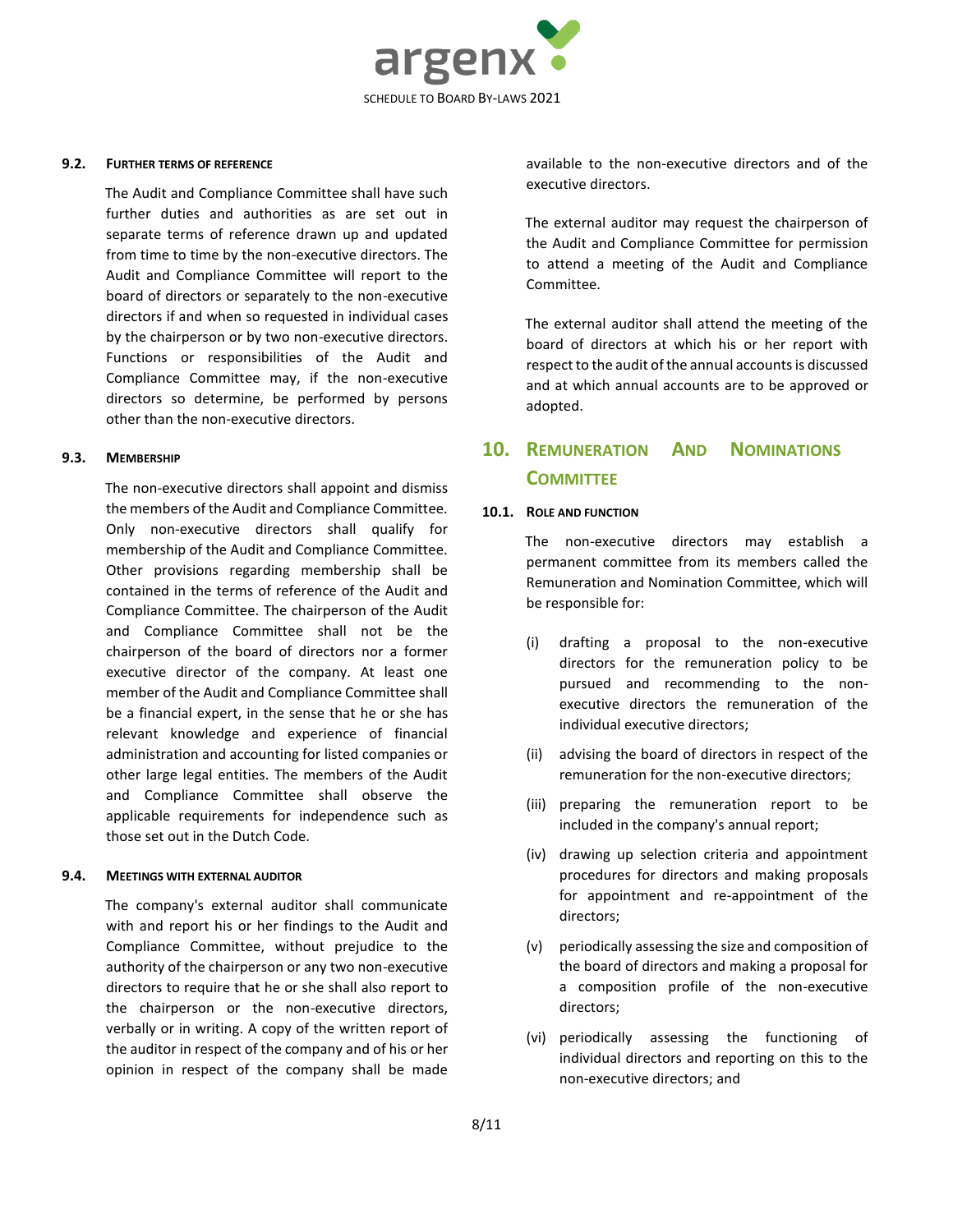### 9.2. FURTHER TERMS OF REFERENCE

The Audit and Compliance Committee shall have such further duties and authorities as are set out in separate terms of reference drawn up and updated from time to time by the non-executive directors. The Audit and Compliance Committee will report to the board of directors or separately to the non-executive directors if and when so requested in individual cases by the chairperson or by two non-executive directors. Functions or responsibilities of the Audit and Compliance Committee may, if the non-executive directors so determine, be performed by persons other than the non-executive directors.

### 9.3. MEMBERSHIP

The non-executive directors shall appoint and dismiss the members of the Audit and Compliance Committee. Only non-executive directors shall qualify for membership of the Audit and Compliance Committee. Other provisions regarding membership shall be contained in the terms of reference of the Audit and Compliance Committee. The chairperson of the Audit and Compliance Committee shall not be the chairperson of the board of directors nor a former executive director of the company. At least one member of the Audit and Compliance Committee shall be a financial expert, in the sense that he or she has relevant knowledge and experience of financial administration and accounting for listed companies or other large legal entities. The members of the Audit and Compliance Committee shall observe the applicable requirements for independence such as those set out in the Dutch Code.

### 9.4. MEETINGS WITH EXTERNAL AUDITOR

The company's external auditor shall communicate with and report his or her findings to the Audit and Compliance Committee, without prejudice to the authority of the chairperson or any two non-executive directors to require that he or she shall also report to the chairperson or the non-executive directors, verbally or in writing. A copy of the written report of the auditor in respect of the company and of his or her opinion in respect of the company shall be made available to the non-executive directors and of the executive directors.

The external auditor may request the chairperson of the Audit and Compliance Committee for permission to attend a meeting of the Audit and Compliance Committee.

The external auditor shall attend the meeting of the board of directors at which his or her report with respect to the audit of the annual accounts is discussed and at which annual accounts are to be approved or adopted.

## 10. REMUNERATION AND NOMINATIONS COMMITTEE

### 10.1. ROLE AND FUNCTION

The non-executive directors may establish a permanent committee from its members called the Remuneration and Nomination Committee, which will be responsible for:

(i) drafting a proposal to the non-executive directors for the remuneration policy to be pursued and recommending to the non-executive directors the remuneration of the individual executive directors;

(ii) advising the board of directors in respect of the remuneration for the non-executive directors;

(iii) preparing the remuneration report to be included in the company's annual report;

(iv) drawing up selection criteria and appointment procedures for directors and making proposals for appointment and re-appointment of the directors;

(v) periodically assessing the size and composition of the board of directors and making a proposal for a composition profile of the non-executive directors;

(vi) periodically assessing the functioning of individual directors and reporting on this to the non-executive directors; and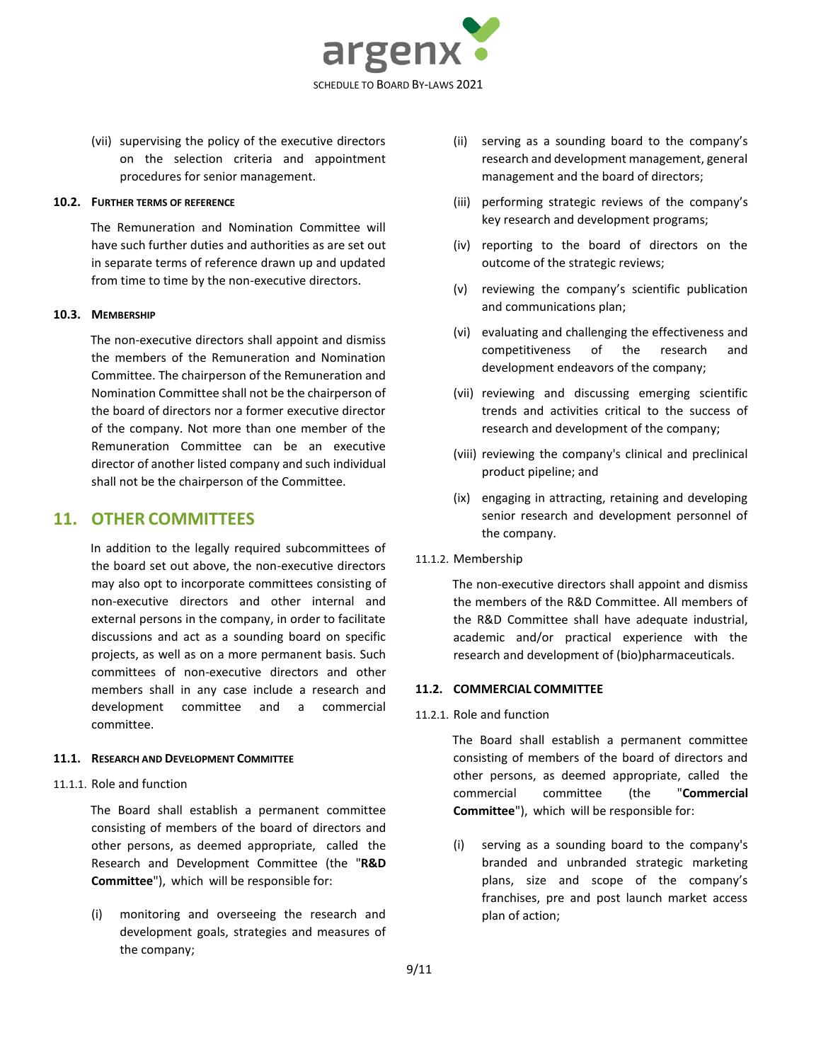(vii) supervising the policy of the executive directors on the selection criteria and appointment procedures for senior management.

#### 10.2. FURTHER TERMS OF REFERENCE

The Remuneration and Nomination Committee will have such further duties and authorities as are set out in separate terms of reference drawn up and updated from time to time by the non-executive directors.

#### 10.3. MEMBERSHIP

The non-executive directors shall appoint and dismiss the members of the Remuneration and Nomination Committee. The chairperson of the Remuneration and Nomination Committee shall not be the chairperson of the board of directors nor a former executive director of the company. Not more than one member of the Remuneration Committee can be an executive director of another listed company and such individual shall not be the chairperson of the Committee.

## 11. OTHER COMMITTEES

In addition to the legally required subcommittees of the board set out above, the non-executive directors may also opt to incorporate committees consisting of non-executive directors and other internal and external persons in the company, in order to facilitate discussions and act as a sounding board on specific projects, as well as on a more permanent basis. Such committees of non-executive directors and other members shall in any case include a research and development committee and a commercial committee.

#### 11.1. RESEARCH AND DEVELOPMENT COMMITTEE

11.1.1. Role and function

The Board shall establish a permanent committee consisting of members of the board of directors and other persons, as deemed appropriate, called the Research and Development Committee (the "**R&D Committee**"), which will be responsible for:

(i) monitoring and overseeing the research and development goals, strategies and measures of the company;

(ii) serving as a sounding board to the company's research and development management, general management and the board of directors;

(iii) performing strategic reviews of the company's key research and development programs;

(iv) reporting to the board of directors on the outcome of the strategic reviews;

(v) reviewing the company's scientific publication and communications plan;

(vi) evaluating and challenging the effectiveness and competitiveness of the research and development endeavors of the company;

(vii) reviewing and discussing emerging scientific trends and activities critical to the success of research and development of the company;

(viii) reviewing the company's clinical and preclinical product pipeline; and

(ix) engaging in attracting, retaining and developing senior research and development personnel of the company.

11.1.2. Membership

The non-executive directors shall appoint and dismiss the members of the R&D Committee. All members of the R&D Committee shall have adequate industrial, academic and/or practical experience with the research and development of (bio)pharmaceuticals.

#### 11.2. COMMERCIAL COMMITTEE

11.2.1. Role and function

The Board shall establish a permanent committee consisting of members of the board of directors and other persons, as deemed appropriate, called the commercial committee (the "**Commercial Committee**"), which will be responsible for:

(i) serving as a sounding board to the company's branded and unbranded strategic marketing plans, size and scope of the company's franchises, pre and post launch market access plan of action;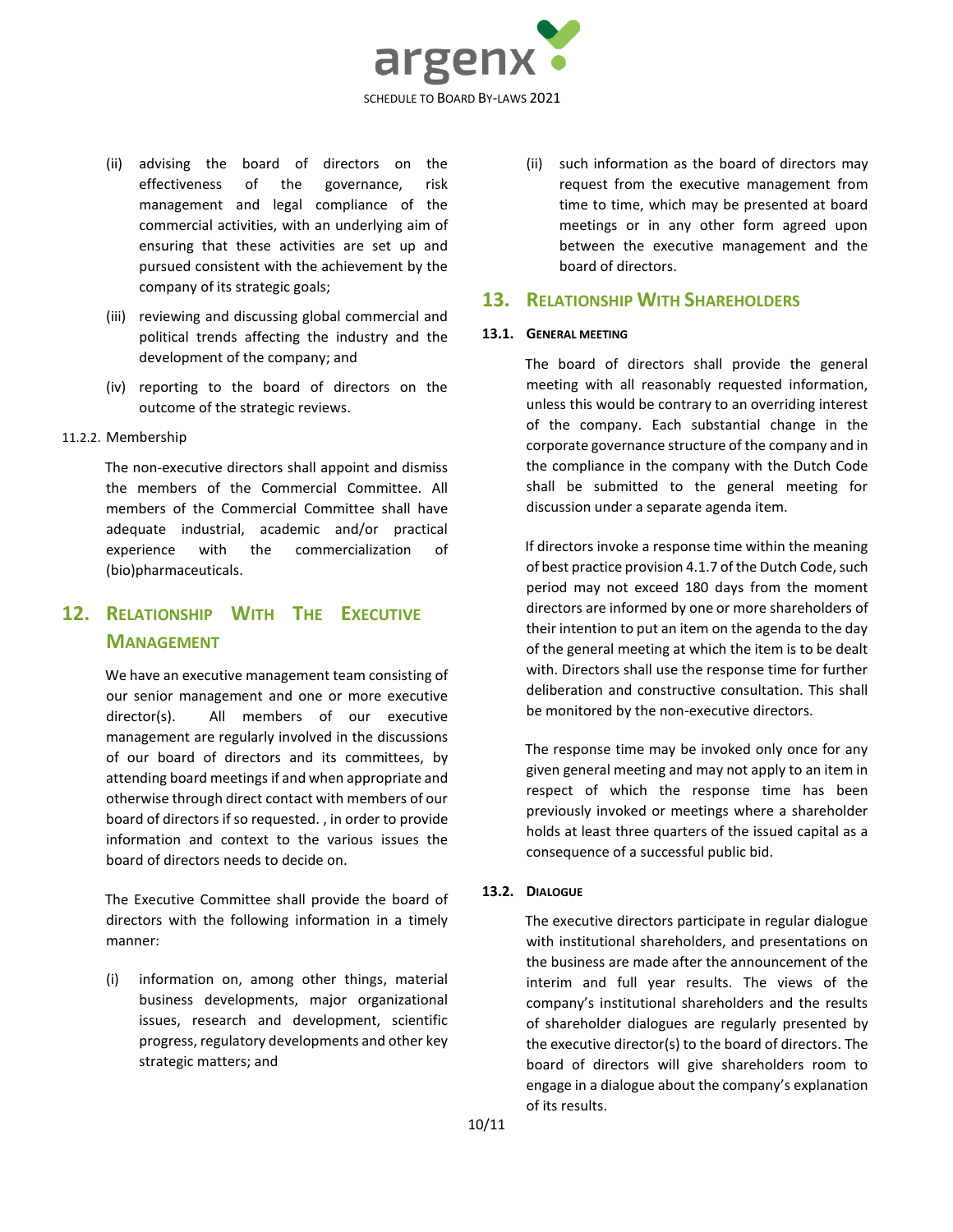(ii) advising the board of directors on the effectiveness of the governance, risk management and legal compliance of the commercial activities, with an underlying aim of ensuring that these activities are set up and pursued consistent with the achievement by the company of its strategic goals;

(iii) reviewing and discussing global commercial and political trends affecting the industry and the development of the company; and

(iv) reporting to the board of directors on the outcome of the strategic reviews.

11.2.2. Membership

The non-executive directors shall appoint and dismiss the members of the Commercial Committee. All members of the Commercial Committee shall have adequate industrial, academic and/or practical experience with the commercialization of (bio)pharmaceuticals.

## 12. Relationship With The Executive Management

We have an executive management team consisting of our senior management and one or more executive director(s). All members of our executive management are regularly involved in the discussions of our board of directors and its committees, by attending board meetings if and when appropriate and otherwise through direct contact with members of our board of directors if so requested. , in order to provide information and context to the various issues the board of directors needs to decide on.

The Executive Committee shall provide the board of directors with the following information in a timely manner:

(i) information on, among other things, material business developments, major organizational issues, research and development, scientific progress, regulatory developments and other key strategic matters; and

(ii) such information as the board of directors may request from the executive management from time to time, which may be presented at board meetings or in any other form agreed upon between the executive management and the board of directors.

## 13. Relationship With Shareholders

### 13.1. General Meeting

The board of directors shall provide the general meeting with all reasonably requested information, unless this would be contrary to an overriding interest of the company. Each substantial change in the corporate governance structure of the company and in the compliance in the company with the Dutch Code shall be submitted to the general meeting for discussion under a separate agenda item.

If directors invoke a response time within the meaning of best practice provision 4.1.7 of the Dutch Code, such period may not exceed 180 days from the moment directors are informed by one or more shareholders of their intention to put an item on the agenda to the day of the general meeting at which the item is to be dealt with. Directors shall use the response time for further deliberation and constructive consultation. This shall be monitored by the non-executive directors.

The response time may be invoked only once for any given general meeting and may not apply to an item in respect of which the response time has been previously invoked or meetings where a shareholder holds at least three quarters of the issued capital as a consequence of a successful public bid.

### 13.2. Dialogue

The executive directors participate in regular dialogue with institutional shareholders, and presentations on the business are made after the announcement of the interim and full year results. The views of the company's institutional shareholders and the results of shareholder dialogues are regularly presented by the executive director(s) to the board of directors. The board of directors will give shareholders room to engage in a dialogue about the company's explanation of its results.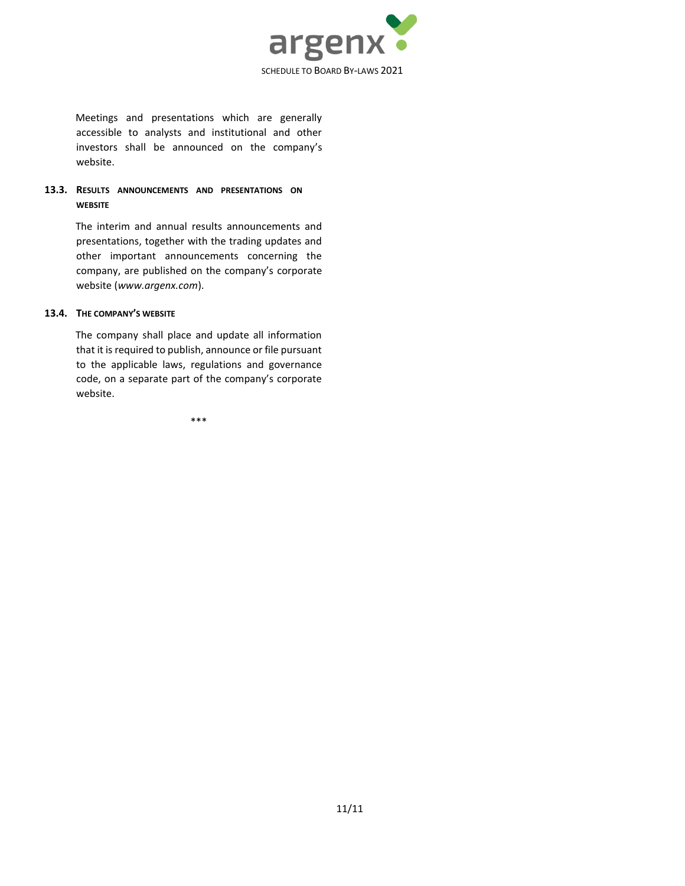Meetings and presentations which are generally accessible to analysts and institutional and other investors shall be announced on the company's website.

### 13.3. RESULTS ANNOUNCEMENTS AND PRESENTATIONS ON WEBSITE

The interim and annual results announcements and presentations, together with the trading updates and other important announcements concerning the company, are published on the company's corporate website (*www.argenx.com*).

### 13.4. THE COMPANY'S WEBSITE

The company shall place and update all information that it is required to publish, announce or file pursuant to the applicable laws, regulations and governance code, on a separate part of the company's corporate website.

***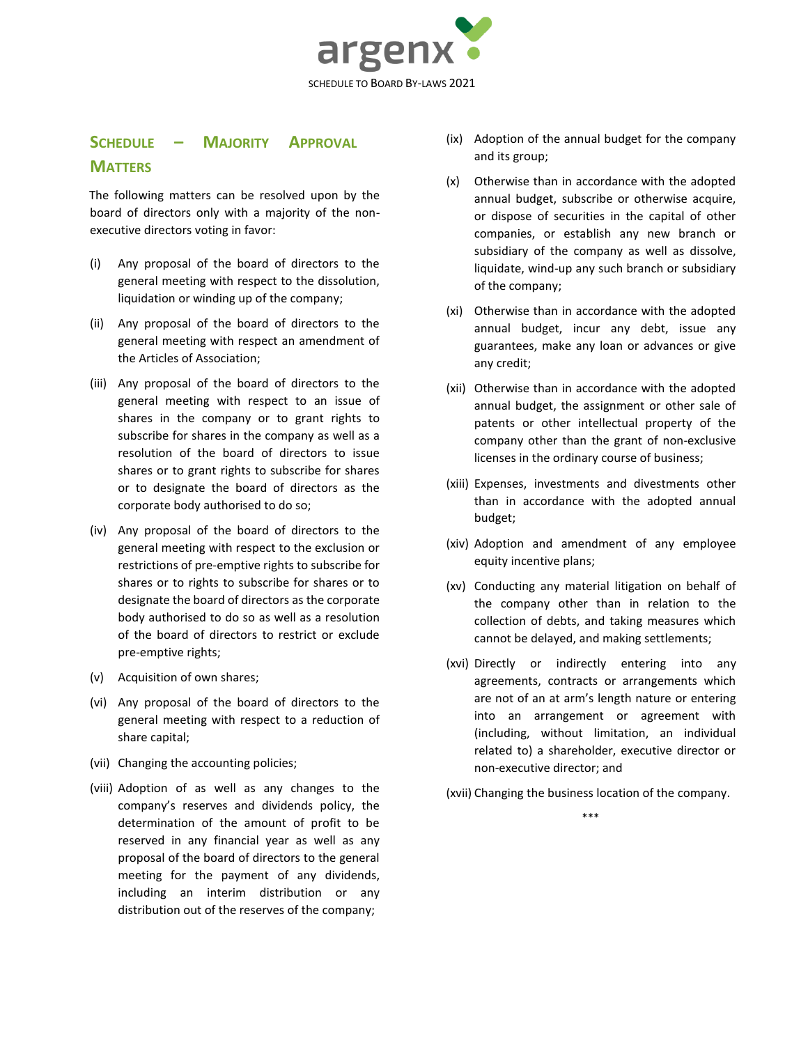## Schedule – Majority Approval Matters

The following matters can be resolved upon by the board of directors only with a majority of the non-executive directors voting in favor:

(i) Any proposal of the board of directors to the general meeting with respect to the dissolution, liquidation or winding up of the company;

(ii) Any proposal of the board of directors to the general meeting with respect an amendment of the Articles of Association;

(iii) Any proposal of the board of directors to the general meeting with respect to an issue of shares in the company or to grant rights to subscribe for shares in the company as well as a resolution of the board of directors to issue shares or to grant rights to subscribe for shares or to designate the board of directors as the corporate body authorised to do so;

(iv) Any proposal of the board of directors to the general meeting with respect to the exclusion or restrictions of pre-emptive rights to subscribe for shares or to rights to subscribe for shares or to designate the board of directors as the corporate body authorised to do so as well as a resolution of the board of directors to restrict or exclude pre-emptive rights;

(v) Acquisition of own shares;

(vi) Any proposal of the board of directors to the general meeting with respect to a reduction of share capital;

(vii) Changing the accounting policies;

(viii) Adoption of as well as any changes to the company's reserves and dividends policy, the determination of the amount of profit to be reserved in any financial year as well as any proposal of the board of directors to the general meeting for the payment of any dividends, including an interim distribution or any distribution out of the reserves of the company;

(ix) Adoption of the annual budget for the company and its group;

(x) Otherwise than in accordance with the adopted annual budget, subscribe or otherwise acquire, or dispose of securities in the capital of other companies, or establish any new branch or subsidiary of the company as well as dissolve, liquidate, wind-up any such branch or subsidiary of the company;

(xi) Otherwise than in accordance with the adopted annual budget, incur any debt, issue any guarantees, make any loan or advances or give any credit;

(xii) Otherwise than in accordance with the adopted annual budget, the assignment or other sale of patents or other intellectual property of the company other than the grant of non-exclusive licenses in the ordinary course of business;

(xiii) Expenses, investments and divestments other than in accordance with the adopted annual budget;

(xiv) Adoption and amendment of any employee equity incentive plans;

(xv) Conducting any material litigation on behalf of the company other than in relation to the collection of debts, and taking measures which cannot be delayed, and making settlements;

(xvi) Directly or indirectly entering into any agreements, contracts or arrangements which are not of an at arm's length nature or entering into an arrangement or agreement with (including, without limitation, an individual related to) a shareholder, executive director or non-executive director; and

(xvii) Changing the business location of the company.

***